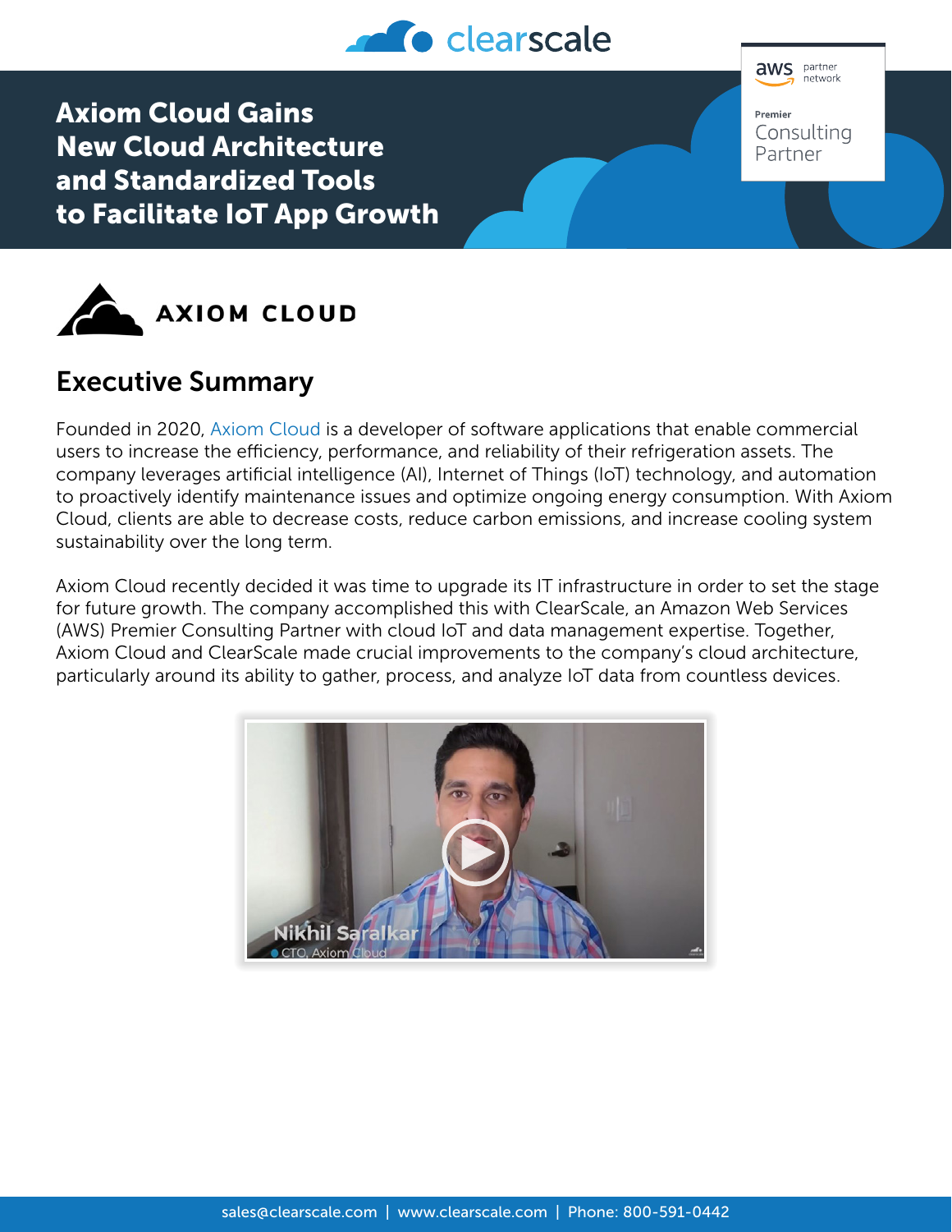# Axiom Cloud Gains New Cloud Architecture and Standardized Tools to Facilitate IoT App Growth

## Executive Summary

Founded in 2020, Axiom Cloud is a developer of software applications that enable commercial users to increase the efficiency, performance, and reliability of their refrigeration assets. The company leverages artificial intelligence (AI), Internet of Things (IoT) technology, and automation to proactively identify maintenance issues and optimize ongoing energy consumption. With Axiom Cloud, clients are able to decrease costs, reduce carbon emissions, and increase cooling system sustainability over the long term.

Axiom Cloud recently decided it was time to upgrade its IT infrastructure in order to set the stage for future growth. The company accomplished this with ClearScale, an Amazon Web Services (AWS) Premier Consulting Partner with cloud IoT and data management expertise. Together, Axiom Cloud and ClearScale made crucial improvements to the company's cloud architecture, particularly around its ability to gather, process, and analyze IoT data from countless devices.

Nikhil Saralkar
CTO, Axiom Cloud

sales@clearscale.com | www.clearscale.com | Phone: 800-591-0442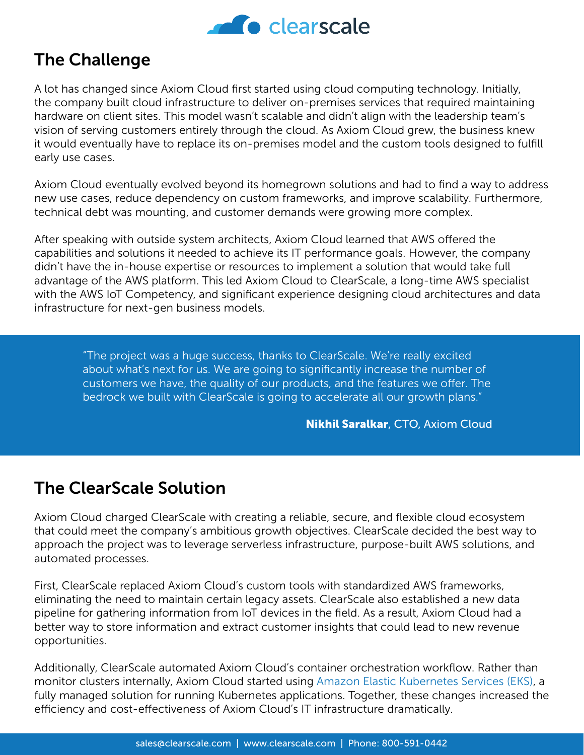## The Challenge

A lot has changed since Axiom Cloud first started using cloud computing technology. Initially, the company built cloud infrastructure to deliver on-premises services that required maintaining hardware on client sites. This model wasn't scalable and didn't align with the leadership team's vision of serving customers entirely through the cloud. As Axiom Cloud grew, the business knew it would eventually have to replace its on-premises model and the custom tools designed to fulfill early use cases.

Axiom Cloud eventually evolved beyond its homegrown solutions and had to find a way to address new use cases, reduce dependency on custom frameworks, and improve scalability. Furthermore, technical debt was mounting, and customer demands were growing more complex.

After speaking with outside system architects, Axiom Cloud learned that AWS offered the capabilities and solutions it needed to achieve its IT performance goals. However, the company didn't have the in-house expertise or resources to implement a solution that would take full advantage of the AWS platform. This led Axiom Cloud to ClearScale, a long-time AWS specialist with the AWS IoT Competency, and significant experience designing cloud architectures and data infrastructure for next-gen business models.

> "The project was a huge success, thanks to ClearScale. We're really excited about what's next for us. We are going to significantly increase the number of customers we have, the quality of our products, and the features we offer. The bedrock we built with ClearScale is going to accelerate all our growth plans."
>
> **Nikhil Saralkar**, CTO, Axiom Cloud

## The ClearScale Solution

Axiom Cloud charged ClearScale with creating a reliable, secure, and flexible cloud ecosystem that could meet the company's ambitious growth objectives. ClearScale decided the best way to approach the project was to leverage serverless infrastructure, purpose-built AWS solutions, and automated processes.

First, ClearScale replaced Axiom Cloud's custom tools with standardized AWS frameworks, eliminating the need to maintain certain legacy assets. ClearScale also established a new data pipeline for gathering information from IoT devices in the field. As a result, Axiom Cloud had a better way to store information and extract customer insights that could lead to new revenue opportunities.

Additionally, ClearScale automated Axiom Cloud's container orchestration workflow. Rather than monitor clusters internally, Axiom Cloud started using Amazon Elastic Kubernetes Services (EKS), a fully managed solution for running Kubernetes applications. Together, these changes increased the efficiency and cost-effectiveness of Axiom Cloud's IT infrastructure dramatically.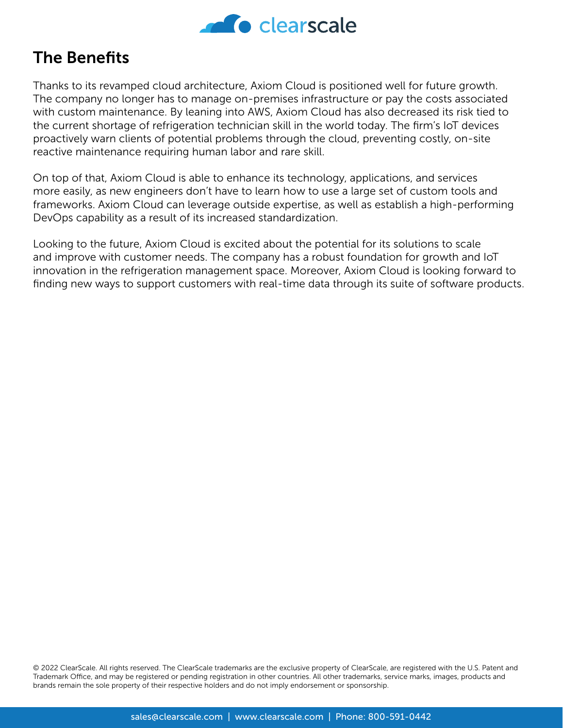## The Benefits

Thanks to its revamped cloud architecture, Axiom Cloud is positioned well for future growth. The company no longer has to manage on-premises infrastructure or pay the costs associated with custom maintenance. By leaning into AWS, Axiom Cloud has also decreased its risk tied to the current shortage of refrigeration technician skill in the world today. The firm's IoT devices proactively warn clients of potential problems through the cloud, preventing costly, on-site reactive maintenance requiring human labor and rare skill.

On top of that, Axiom Cloud is able to enhance its technology, applications, and services more easily, as new engineers don't have to learn how to use a large set of custom tools and frameworks. Axiom Cloud can leverage outside expertise, as well as establish a high-performing DevOps capability as a result of its increased standardization.

Looking to the future, Axiom Cloud is excited about the potential for its solutions to scale and improve with customer needs. The company has a robust foundation for growth and IoT innovation in the refrigeration management space. Moreover, Axiom Cloud is looking forward to finding new ways to support customers with real-time data through its suite of software products.

© 2022 ClearScale. All rights reserved. The ClearScale trademarks are the exclusive property of ClearScale, are registered with the U.S. Patent and Trademark Office, and may be registered or pending registration in other countries. All other trademarks, service marks, images, products and brands remain the sole property of their respective holders and do not imply endorsement or sponsorship.

sales@clearscale.com | www.clearscale.com | Phone: 800-591-0442